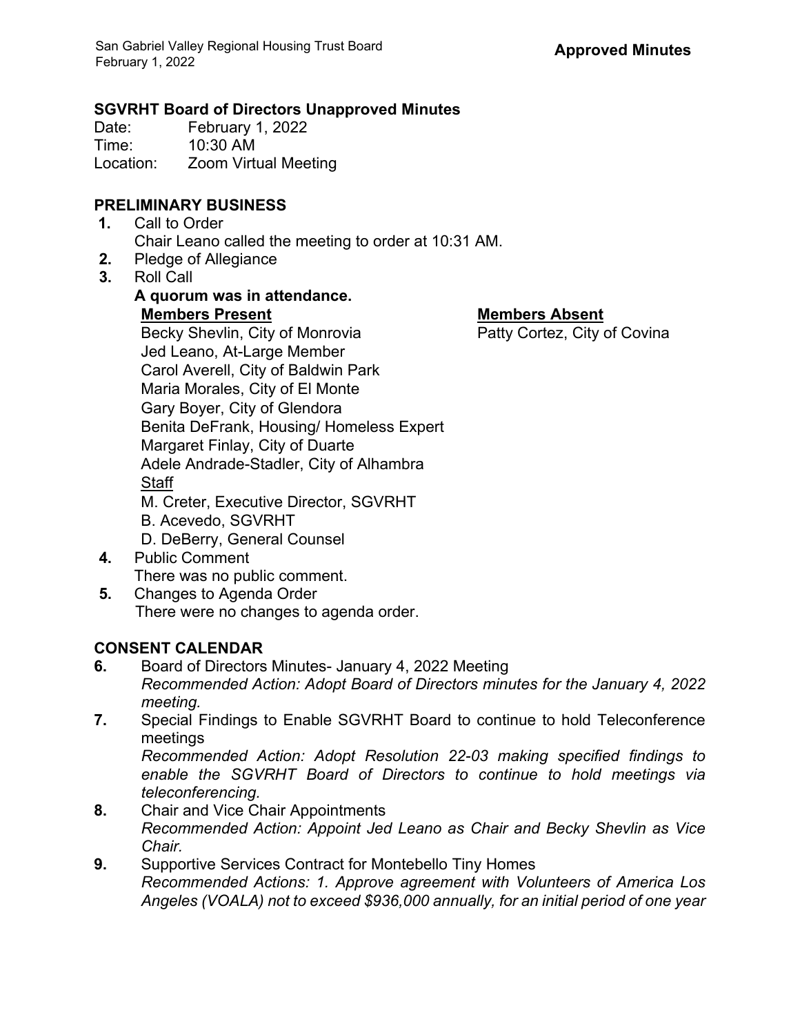**Approved Minutes**

## SGVRHT Board of Directors Unapproved Minutes

Date: February 1, 2022
Time: 10:30 AM
Location: Zoom Virtual Meeting

## PRELIMINARY BUSINESS

1. Call to Order
   Chair Leano called the meeting to order at 10:31 AM.
2. Pledge of Allegiance
3. Roll Call
   **A quorum was in attendance.**

   **Members Present**
   Becky Shevlin, City of Monrovia
   Jed Leano, At-Large Member
   Carol Averell, City of Baldwin Park
   Maria Morales, City of El Monte
   Gary Boyer, City of Glendora
   Benita DeFrank, Housing/ Homeless Expert
   Margaret Finlay, City of Duarte
   Adele Andrade-Stadler, City of Alhambra

   Staff
   M. Creter, Executive Director, SGVRHT
   B. Acevedo, SGVRHT
   D. DeBerry, General Counsel

   **Members Absent**
   Patty Cortez, City of Covina
4. Public Comment
   There was no public comment.
5. Changes to Agenda Order
   There were no changes to agenda order.

## CONSENT CALENDAR

6. Board of Directors Minutes- January 4, 2022 Meeting
   *Recommended Action: Adopt Board of Directors minutes for the January 4, 2022 meeting.*
7. Special Findings to Enable SGVRHT Board to continue to hold Teleconference meetings
   *Recommended Action: Adopt Resolution 22-03 making specified findings to enable the SGVRHT Board of Directors to continue to hold meetings via teleconferencing.*
8. Chair and Vice Chair Appointments
   *Recommended Action: Appoint Jed Leano as Chair and Becky Shevlin as Vice Chair.*
9. Supportive Services Contract for Montebello Tiny Homes
   *Recommended Actions: 1. Approve agreement with Volunteers of America Los Angeles (VOALA) not to exceed $936,000 annually, for an initial period of one year*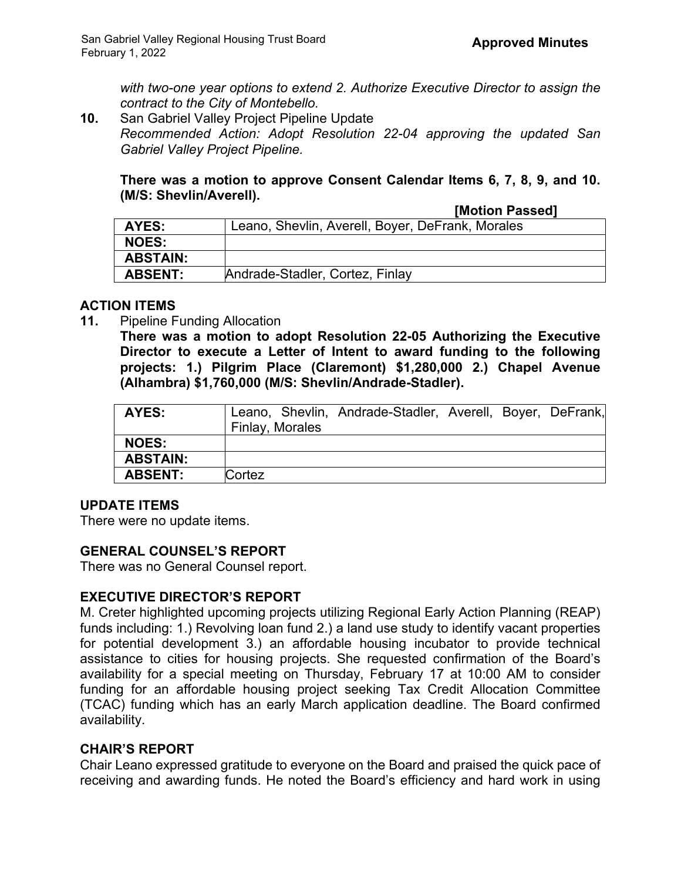*with two-one year options to extend 2. Authorize Executive Director to assign the contract to the City of Montebello.*

**10.** San Gabriel Valley Project Pipeline Update
*Recommended Action: Adopt Resolution 22-04 approving the updated San Gabriel Valley Project Pipeline.*

**There was a motion to approve Consent Calendar Items 6, 7, 8, 9, and 10. (M/S: Shevlin/Averell).**

**[Motion Passed]**

| **AYES:** | Leano, Shevlin, Averell, Boyer, DeFrank, Morales |
|---|---|
| **NOES:** | |
| **ABSTAIN:** | |
| **ABSENT:** | Andrade-Stadler, Cortez, Finlay |

## ACTION ITEMS

**11.** Pipeline Funding Allocation
**There was a motion to adopt Resolution 22-05 Authorizing the Executive Director to execute a Letter of Intent to award funding to the following projects: 1.) Pilgrim Place (Claremont) $1,280,000 2.) Chapel Avenue (Alhambra) $1,760,000 (M/S: Shevlin/Andrade-Stadler).**

| **AYES:** | Leano, Shevlin, Andrade-Stadler, Averell, Boyer, DeFrank, Finlay, Morales |
|---|---|
| **NOES:** | |
| **ABSTAIN:** | |
| **ABSENT:** | Cortez |

## UPDATE ITEMS

There were no update items.

## GENERAL COUNSEL'S REPORT

There was no General Counsel report.

## EXECUTIVE DIRECTOR'S REPORT

M. Creter highlighted upcoming projects utilizing Regional Early Action Planning (REAP) funds including: 1.) Revolving loan fund 2.) a land use study to identify vacant properties for potential development 3.) an affordable housing incubator to provide technical assistance to cities for housing projects. She requested confirmation of the Board's availability for a special meeting on Thursday, February 17 at 10:00 AM to consider funding for an affordable housing project seeking Tax Credit Allocation Committee (TCAC) funding which has an early March application deadline. The Board confirmed availability.

## CHAIR'S REPORT

Chair Leano expressed gratitude to everyone on the Board and praised the quick pace of receiving and awarding funds. He noted the Board's efficiency and hard work in using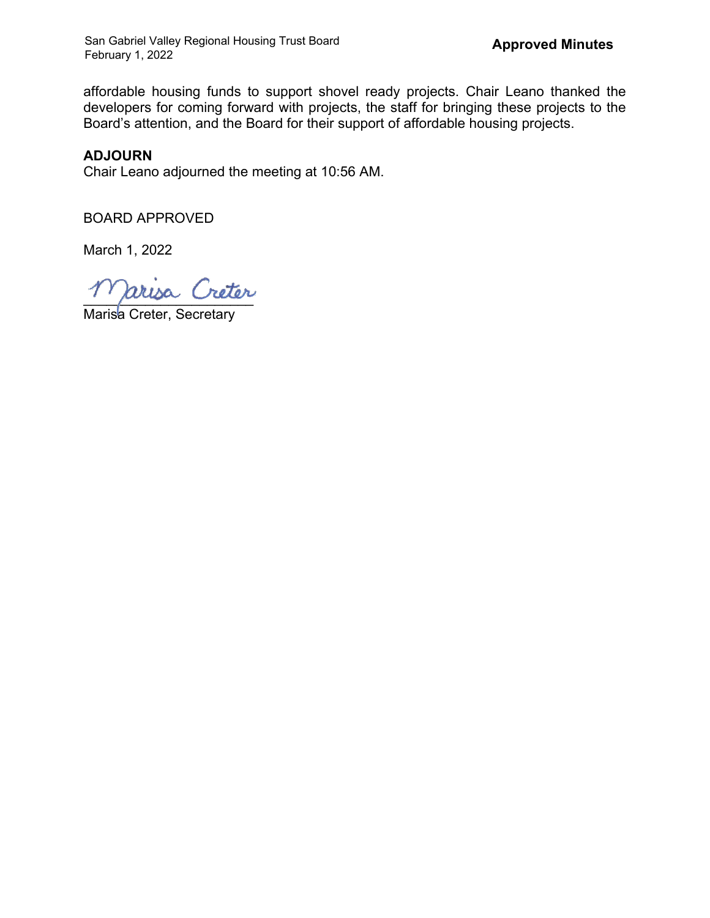affordable housing funds to support shovel ready projects. Chair Leano thanked the developers for coming forward with projects, the staff for bringing these projects to the Board's attention, and the Board for their support of affordable housing projects.

**ADJOURN**
Chair Leano adjourned the meeting at 10:56 AM.

BOARD APPROVED

March 1, 2022

Marisa Creter

Marisa Creter, Secretary